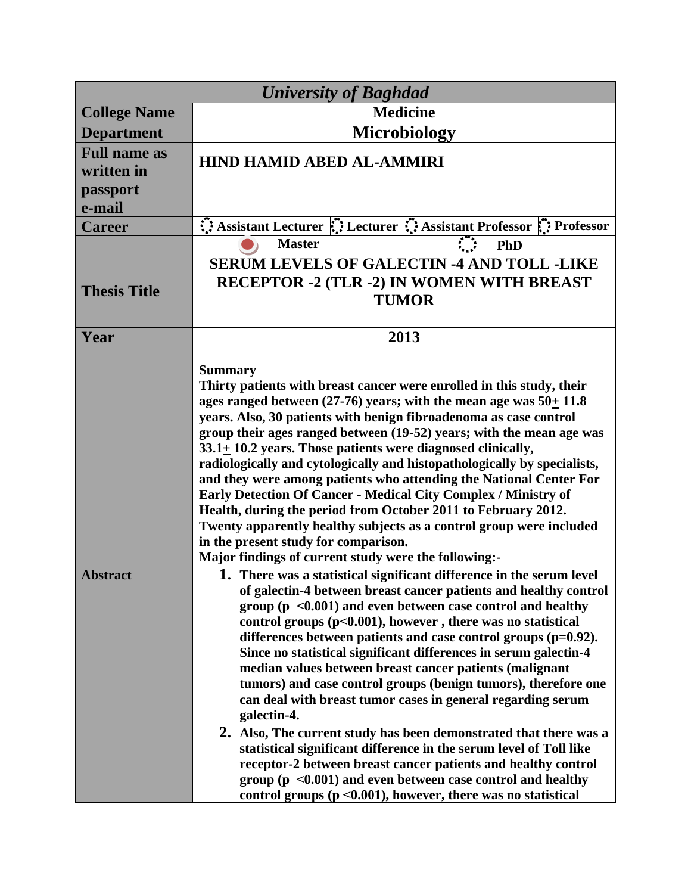| University of Baghdad | | | | |
|---|---|---|---|---|
| **College Name** | **Medicine** | | | |
| **Department** | **Microbiology** | | | |
| **Full name as written in passport** | **HIND HAMID ABED AL-AMMIRI** | | | |
| **e-mail** | | | | |
| **Career** | Assistant Lecturer | Lecturer | Assistant Professor | Professor |
| | Master (selected) | | PhD | |
| **Thesis Title** | **SERUM LEVELS OF GALECTIN -4 AND TOLL -LIKE RECEPTOR -2 (TLR -2) IN WOMEN WITH BREAST TUMOR** | | | |
| **Year** | **2013** | | | |

**Abstract**

**Summary**

**Thirty patients with breast cancer were enrolled in this study, their ages ranged between (27-76) years; with the mean age was 50± 11.8 years. Also, 30 patients with benign fibroadenoma as case control group their ages ranged between (19-52) years; with the mean age was 33.1± 10.2 years. Those patients were diagnosed clinically, radiologically and cytologically and histopathologically by specialists, and they were among patients who attending the National Center For Early Detection Of Cancer - Medical City Complex / Ministry of Health, during the period from October 2011 to February 2012. Twenty apparently healthy subjects as a control group were included in the present study for comparison.**

**Major findings of current study were the following:-**

1. **There was a statistical significant difference in the serum level of galectin-4 between breast cancer patients and healthy control group ($p < 0.001$) and even between case control and healthy control groups ($p<0.001$), however , there was no statistical differences between patients and case control groups ($p=0.92$). Since no statistical significant differences in serum galectin-4 median values between breast cancer patients (malignant tumors) and case control groups (benign tumors), therefore one can deal with breast tumor cases in general regarding serum galectin-4.**
2. **Also, The current study has been demonstrated that there was a statistical significant difference in the serum level of Toll like receptor-2 between breast cancer patients and healthy control group ($p < 0.001$) and even between case control and healthy control groups ($p < 0.001$), however, there was no statistical**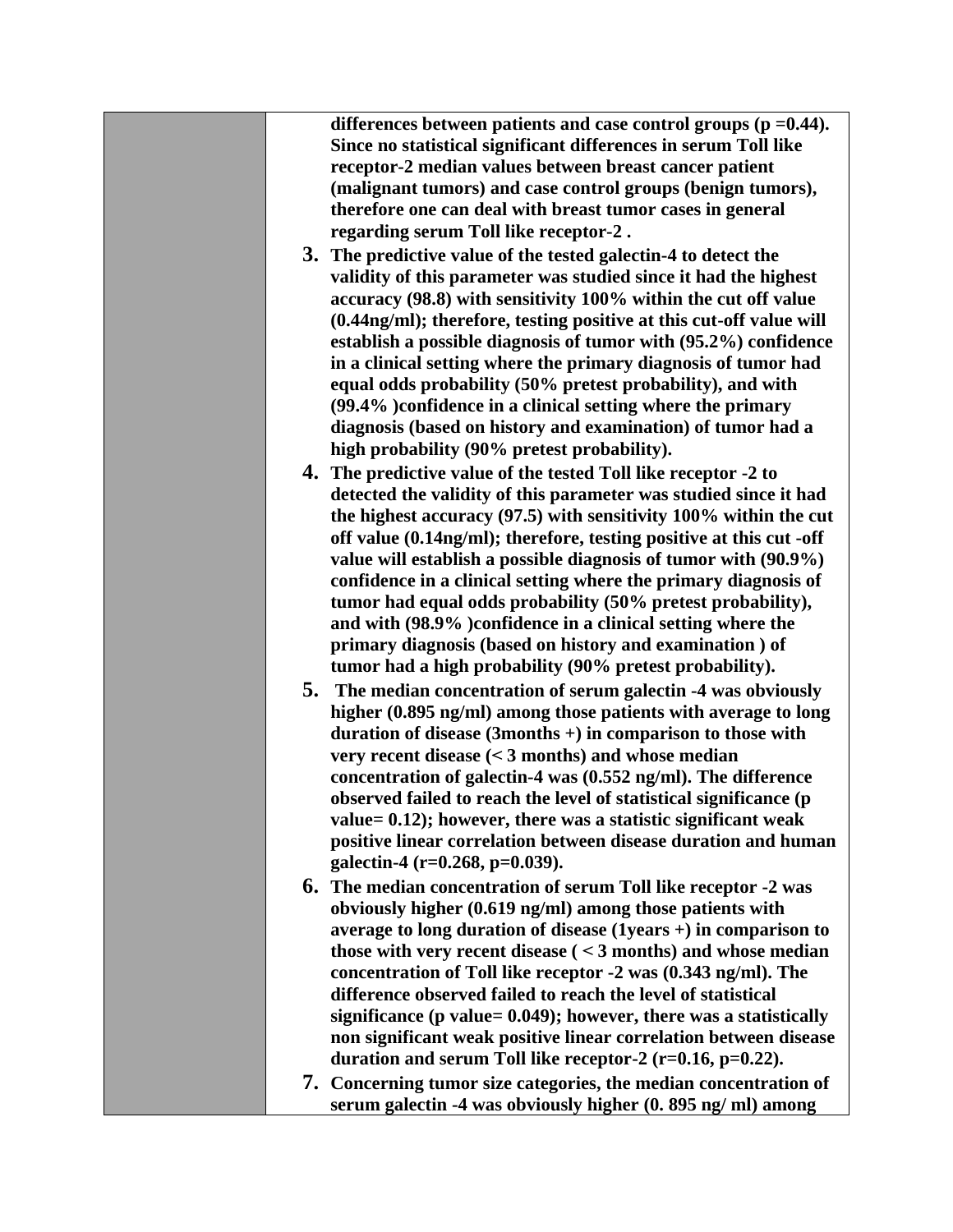**differences between patients and case control groups ($p = 0.44$). Since no statistical significant differences in serum Toll like receptor-2 median values between breast cancer patient (malignant tumors) and case control groups (benign tumors), therefore one can deal with breast tumor cases in general regarding serum Toll like receptor-2 .**

3. **The predictive value of the tested galectin-4 to detect the validity of this parameter was studied since it had the highest accuracy (98.8) with sensitivity 100% within the cut off value (0.44ng/ml); therefore, testing positive at this cut-off value will establish a possible diagnosis of tumor with (95.2%) confidence in a clinical setting where the primary diagnosis of tumor had equal odds probability (50% pretest probability), and with (99.4% )confidence in a clinical setting where the primary diagnosis (based on history and examination) of tumor had a high probability (90% pretest probability).**
4. **The predictive value of the tested Toll like receptor -2 to detected the validity of this parameter was studied since it had the highest accuracy (97.5) with sensitivity 100% within the cut off value (0.14ng/ml); therefore, testing positive at this cut -off value will establish a possible diagnosis of tumor with (90.9%) confidence in a clinical setting where the primary diagnosis of tumor had equal odds probability (50% pretest probability), and with (98.9% )confidence in a clinical setting where the primary diagnosis (based on history and examination ) of tumor had a high probability (90% pretest probability).**
5. **The median concentration of serum galectin -4 was obviously higher (0.895 ng/ml) among those patients with average to long duration of disease (3months +) in comparison to those with very recent disease (< 3 months) and whose median concentration of galectin-4 was (0.552 ng/ml). The difference observed failed to reach the level of statistical significance (p value= 0.12); however, there was a statistic significant weak positive linear correlation between disease duration and human galectin-4 ($r=0.268$, $p=0.039$).**
6. **The median concentration of serum Toll like receptor -2 was obviously higher (0.619 ng/ml) among those patients with average to long duration of disease (1years +) in comparison to those with very recent disease ( < 3 months) and whose median concentration of Toll like receptor -2 was (0.343 ng/ml). The difference observed failed to reach the level of statistical significance (p value= 0.049); however, there was a statistically non significant weak positive linear correlation between disease duration and serum Toll like receptor-2 ($r=0.16$, $p=0.22$).**
7. **Concerning tumor size categories, the median concentration of serum galectin -4 was obviously higher (0. 895 ng/ ml) among**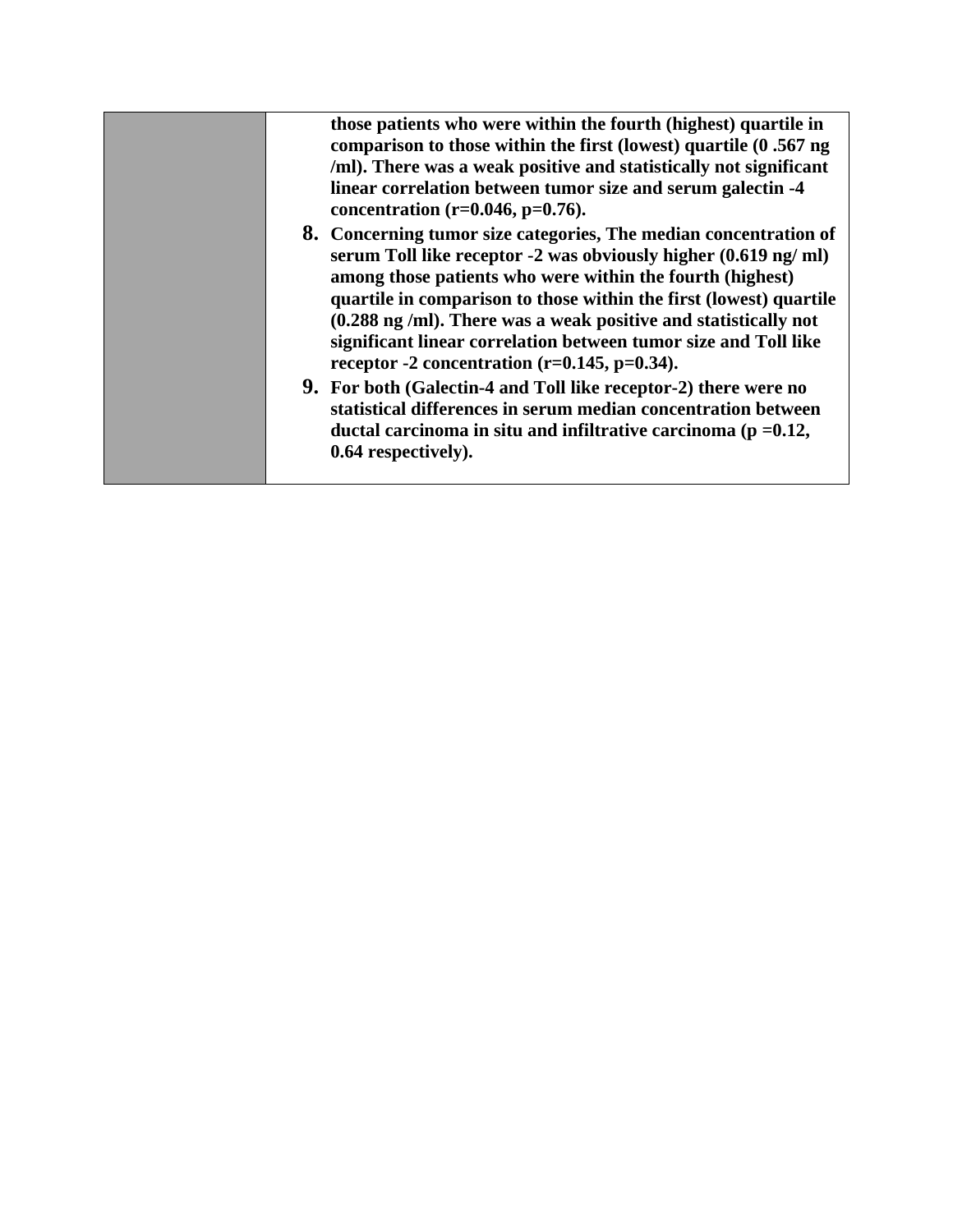| | |
|---|---|
| | **those patients who were within the fourth (highest) quartile in comparison to those within the first (lowest) quartile (0 .567 ng /ml). There was a weak positive and statistically not significant linear correlation between tumor size and serum galectin -4 concentration (r=0.046, p=0.76).**<br><br>**8. Concerning tumor size categories, The median concentration of serum Toll like receptor -2 was obviously higher (0.619 ng/ ml) among those patients who were within the fourth (highest) quartile in comparison to those within the first (lowest) quartile (0.288 ng /ml). There was a weak positive and statistically not significant linear correlation between tumor size and Toll like receptor -2 concentration (r=0.145, p=0.34).**<br><br>**9. For both (Galectin-4 and Toll like receptor-2) there were no statistical differences in serum median concentration between ductal carcinoma in situ and infiltrative carcinoma (p =0.12, 0.64 respectively).** |